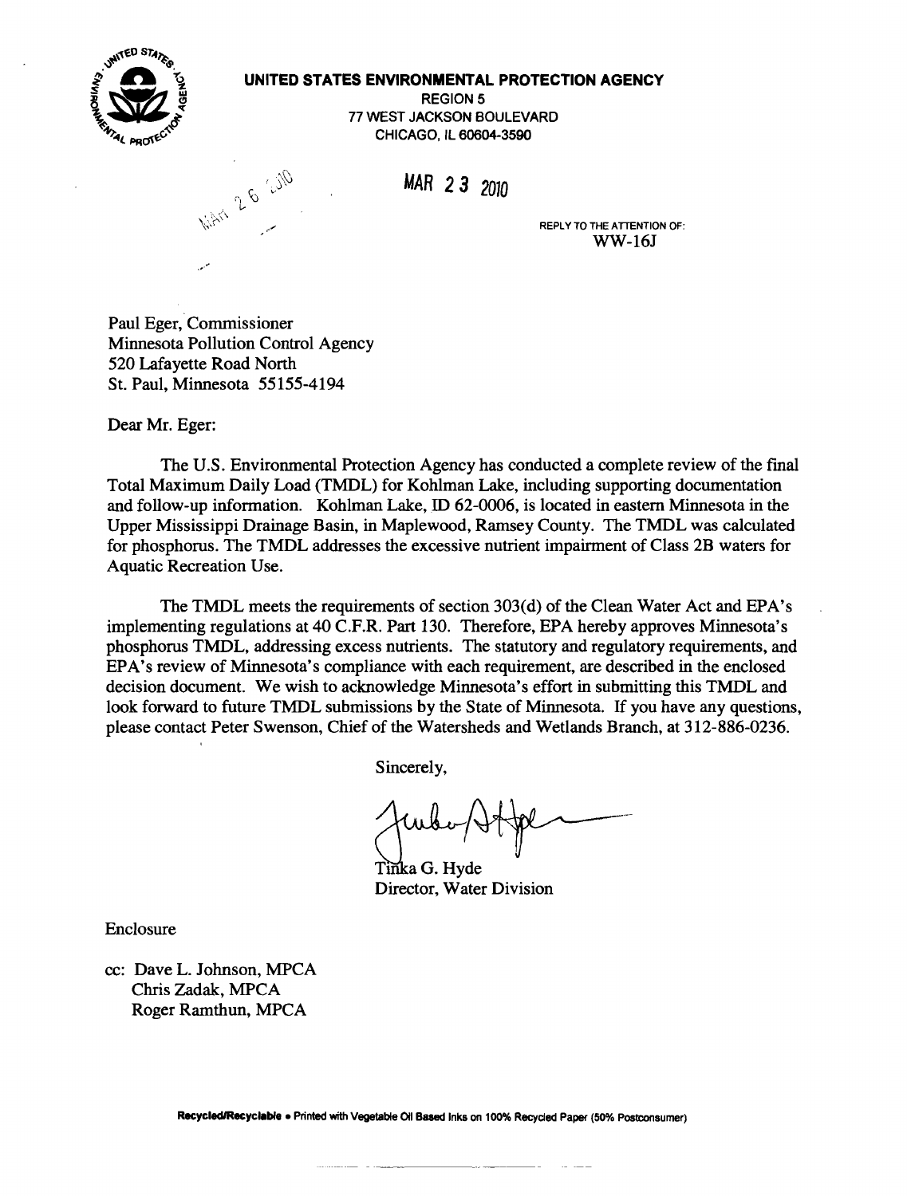**UNITED STATES ENVIRONMENTAL PROTECTION AGENCY**
REGION 5
77 WEST JACKSON BOULEVARD
CHICAGO, IL 60604-3590

MAR 26 2010

MAR 23 2010

REPLY TO THE ATTENTION OF:
WW-16J

Paul Eger, Commissioner
Minnesota Pollution Control Agency
520 Lafayette Road North
St. Paul, Minnesota 55155-4194

Dear Mr. Eger:

The U.S. Environmental Protection Agency has conducted a complete review of the final Total Maximum Daily Load (TMDL) for Kohlman Lake, including supporting documentation and follow-up information. Kohlman Lake, ID 62-0006, is located in eastern Minnesota in the Upper Mississippi Drainage Basin, in Maplewood, Ramsey County. The TMDL was calculated for phosphorus. The TMDL addresses the excessive nutrient impairment of Class 2B waters for Aquatic Recreation Use.

The TMDL meets the requirements of section 303(d) of the Clean Water Act and EPA's implementing regulations at 40 C.F.R. Part 130. Therefore, EPA hereby approves Minnesota's phosphorus TMDL, addressing excess nutrients. The statutory and regulatory requirements, and EPA's review of Minnesota's compliance with each requirement, are described in the enclosed decision document. We wish to acknowledge Minnesota's effort in submitting this TMDL and look forward to future TMDL submissions by the State of Minnesota. If you have any questions, please contact Peter Swenson, Chief of the Watersheds and Wetlands Branch, at 312-886-0236.

Sincerely,

Tinka G. Hyde
Director, Water Division

Enclosure

cc: Dave L. Johnson, MPCA
Chris Zadak, MPCA
Roger Ramthun, MPCA

Recycled/Recyclable • Printed with Vegetable Oil Based Inks on 100% Recycled Paper (50% Postconsumer)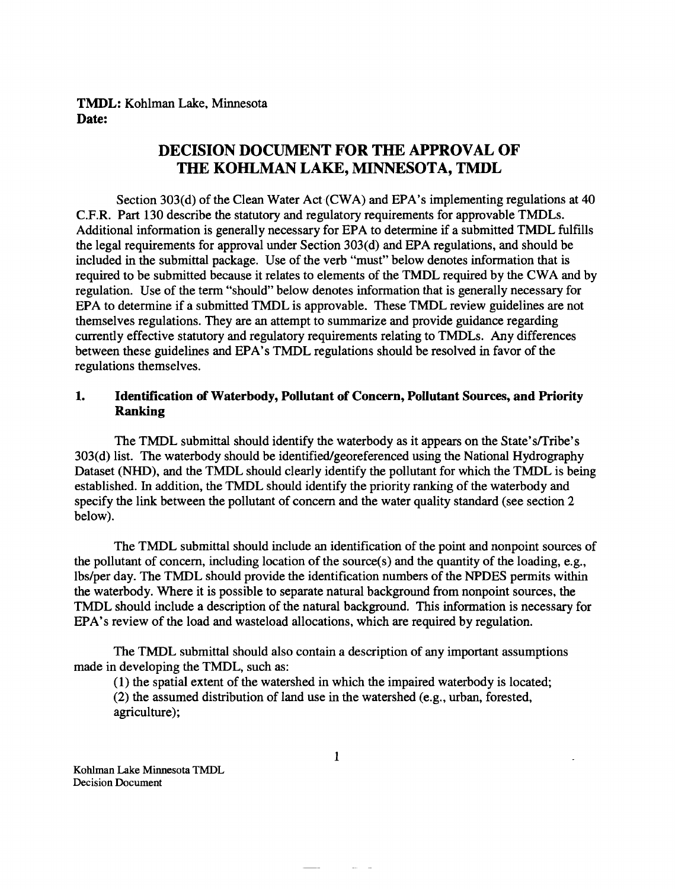**TMDL:** Kohlman Lake, Minnesota
**Date:**

# DECISION DOCUMENT FOR THE APPROVAL OF THE KOHLMAN LAKE, MINNESOTA, TMDL

Section 303(d) of the Clean Water Act (CWA) and EPA's implementing regulations at 40 C.F.R. Part 130 describe the statutory and regulatory requirements for approvable TMDLs. Additional information is generally necessary for EPA to determine if a submitted TMDL fulfills the legal requirements for approval under Section 303(d) and EPA regulations, and should be included in the submittal package. Use of the verb "must" below denotes information that is required to be submitted because it relates to elements of the TMDL required by the CWA and by regulation. Use of the term "should" below denotes information that is generally necessary for EPA to determine if a submitted TMDL is approvable. These TMDL review guidelines are not themselves regulations. They are an attempt to summarize and provide guidance regarding currently effective statutory and regulatory requirements relating to TMDLs. Any differences between these guidelines and EPA's TMDL regulations should be resolved in favor of the regulations themselves.

## 1. Identification of Waterbody, Pollutant of Concern, Pollutant Sources, and Priority Ranking

The TMDL submittal should identify the waterbody as it appears on the State's/Tribe's 303(d) list. The waterbody should be identified/georeferenced using the National Hydrography Dataset (NHD), and the TMDL should clearly identify the pollutant for which the TMDL is being established. In addition, the TMDL should identify the priority ranking of the waterbody and specify the link between the pollutant of concern and the water quality standard (see section 2 below).

The TMDL submittal should include an identification of the point and nonpoint sources of the pollutant of concern, including location of the source(s) and the quantity of the loading, e.g., lbs/per day. The TMDL should provide the identification numbers of the NPDES permits within the waterbody. Where it is possible to separate natural background from nonpoint sources, the TMDL should include a description of the natural background. This information is necessary for EPA's review of the load and wasteload allocations, which are required by regulation.

The TMDL submittal should also contain a description of any important assumptions made in developing the TMDL, such as:

(1) the spatial extent of the watershed in which the impaired waterbody is located;
(2) the assumed distribution of land use in the watershed (e.g., urban, forested, agriculture);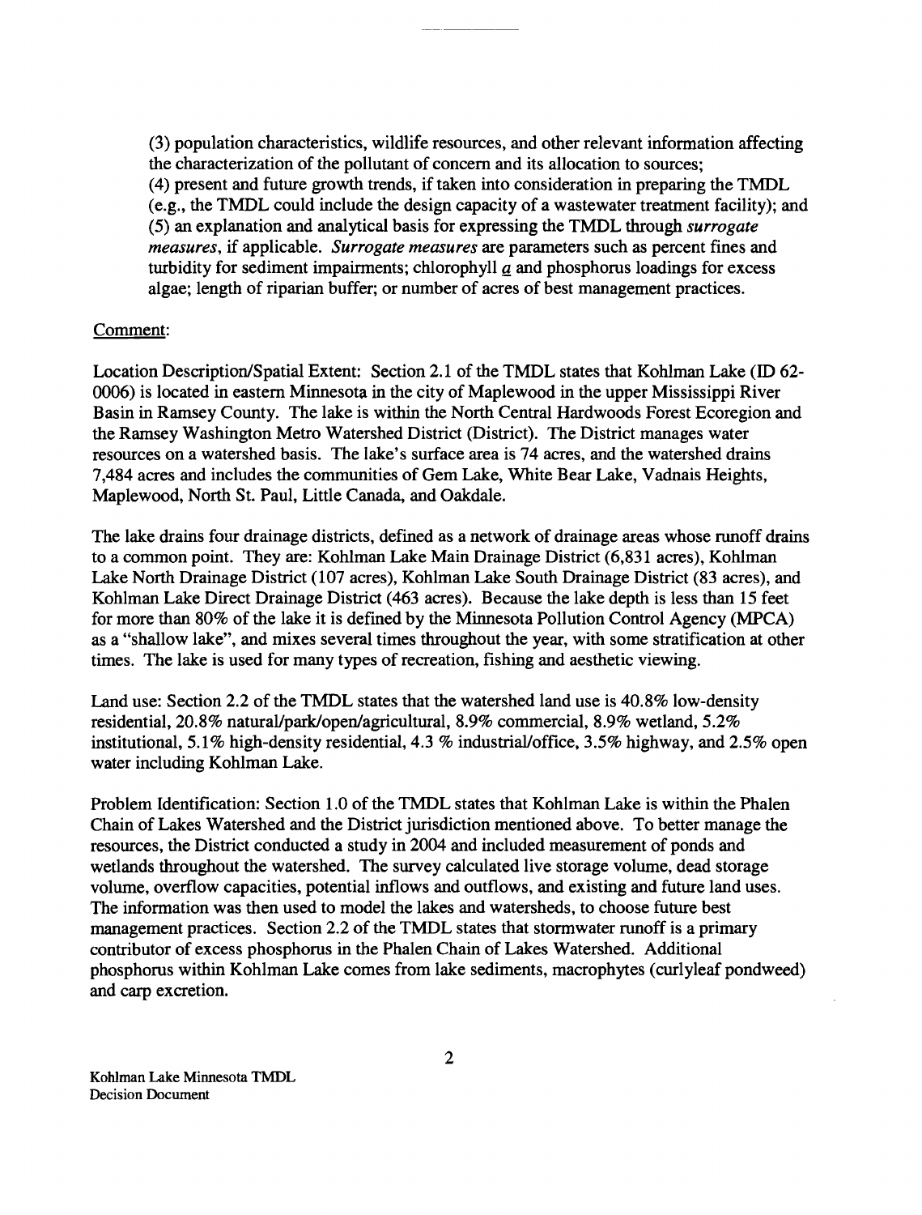(3) population characteristics, wildlife resources, and other relevant information affecting the characterization of the pollutant of concern and its allocation to sources;
(4) present and future growth trends, if taken into consideration in preparing the TMDL (e.g., the TMDL could include the design capacity of a wastewater treatment facility); and
(5) an explanation and analytical basis for expressing the TMDL through *surrogate measures*, if applicable. *Surrogate measures* are parameters such as percent fines and turbidity for sediment impairments; chlorophyll *a* and phosphorus loadings for excess algae; length of riparian buffer; or number of acres of best management practices.

Comment:

Location Description/Spatial Extent: Section 2.1 of the TMDL states that Kohlman Lake (ID 62-0006) is located in eastern Minnesota in the city of Maplewood in the upper Mississippi River Basin in Ramsey County. The lake is within the North Central Hardwoods Forest Ecoregion and the Ramsey Washington Metro Watershed District (District). The District manages water resources on a watershed basis. The lake's surface area is 74 acres, and the watershed drains 7,484 acres and includes the communities of Gem Lake, White Bear Lake, Vadnais Heights, Maplewood, North St. Paul, Little Canada, and Oakdale.

The lake drains four drainage districts, defined as a network of drainage areas whose runoff drains to a common point. They are: Kohlman Lake Main Drainage District (6,831 acres), Kohlman Lake North Drainage District (107 acres), Kohlman Lake South Drainage District (83 acres), and Kohlman Lake Direct Drainage District (463 acres). Because the lake depth is less than 15 feet for more than 80% of the lake it is defined by the Minnesota Pollution Control Agency (MPCA) as a "shallow lake", and mixes several times throughout the year, with some stratification at other times. The lake is used for many types of recreation, fishing and aesthetic viewing.

Land use: Section 2.2 of the TMDL states that the watershed land use is 40.8% low-density residential, 20.8% natural/park/open/agricultural, 8.9% commercial, 8.9% wetland, 5.2% institutional, 5.1% high-density residential, 4.3 % industrial/office, 3.5% highway, and 2.5% open water including Kohlman Lake.

Problem Identification: Section 1.0 of the TMDL states that Kohlman Lake is within the Phalen Chain of Lakes Watershed and the District jurisdiction mentioned above. To better manage the resources, the District conducted a study in 2004 and included measurement of ponds and wetlands throughout the watershed. The survey calculated live storage volume, dead storage volume, overflow capacities, potential inflows and outflows, and existing and future land uses. The information was then used to model the lakes and watersheds, to choose future best management practices. Section 2.2 of the TMDL states that stormwater runoff is a primary contributor of excess phosphorus in the Phalen Chain of Lakes Watershed. Additional phosphorus within Kohlman Lake comes from lake sediments, macrophytes (curlyleaf pondweed) and carp excretion.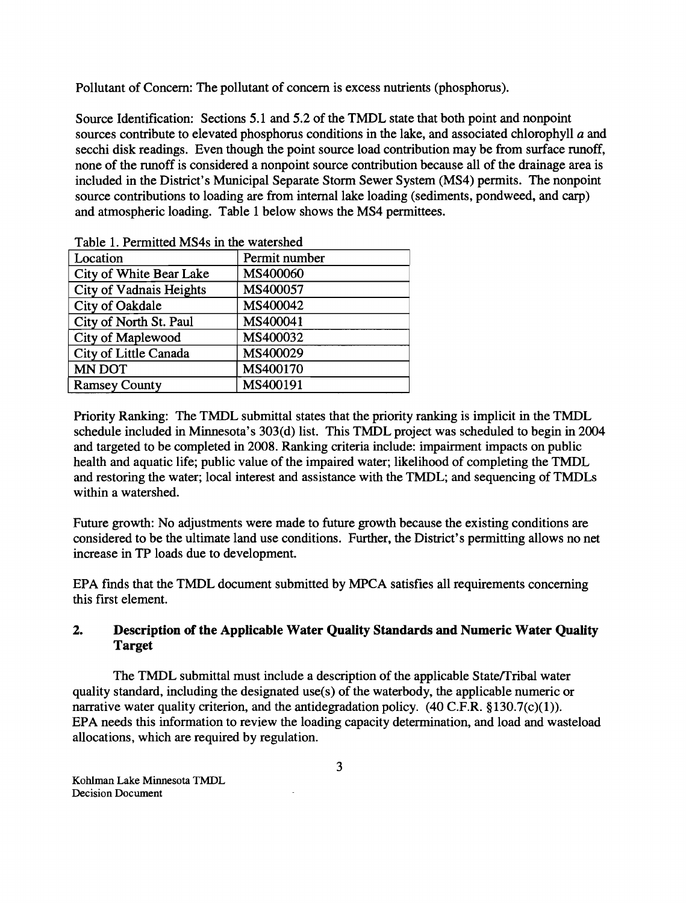Pollutant of Concern: The pollutant of concern is excess nutrients (phosphorus).

Source Identification: Sections 5.1 and 5.2 of the TMDL state that both point and nonpoint sources contribute to elevated phosphorus conditions in the lake, and associated chlorophyll *a* and secchi disk readings. Even though the point source load contribution may be from surface runoff, none of the runoff is considered a nonpoint source contribution because all of the drainage area is included in the District's Municipal Separate Storm Sewer System (MS4) permits. The nonpoint source contributions to loading are from internal lake loading (sediments, pondweed, and carp) and atmospheric loading. Table 1 below shows the MS4 permittees.

Table 1. Permitted MS4s in the watershed

| Location | Permit number |
|---|---|
| City of White Bear Lake | MS400060 |
| City of Vadnais Heights | MS400057 |
| City of Oakdale | MS400042 |
| City of North St. Paul | MS400041 |
| City of Maplewood | MS400032 |
| City of Little Canada | MS400029 |
| MN DOT | MS400170 |
| Ramsey County | MS400191 |

Priority Ranking: The TMDL submittal states that the priority ranking is implicit in the TMDL schedule included in Minnesota's 303(d) list. This TMDL project was scheduled to begin in 2004 and targeted to be completed in 2008. Ranking criteria include: impairment impacts on public health and aquatic life; public value of the impaired water; likelihood of completing the TMDL and restoring the water; local interest and assistance with the TMDL; and sequencing of TMDLs within a watershed.

Future growth: No adjustments were made to future growth because the existing conditions are considered to be the ultimate land use conditions. Further, the District's permitting allows no net increase in TP loads due to development.

EPA finds that the TMDL document submitted by MPCA satisfies all requirements concerning this first element.

## 2. Description of the Applicable Water Quality Standards and Numeric Water Quality Target

The TMDL submittal must include a description of the applicable State/Tribal water quality standard, including the designated use(s) of the waterbody, the applicable numeric or narrative water quality criterion, and the antidegradation policy. (40 C.F.R. §130.7(c)(1)). EPA needs this information to review the loading capacity determination, and load and wasteload allocations, which are required by regulation.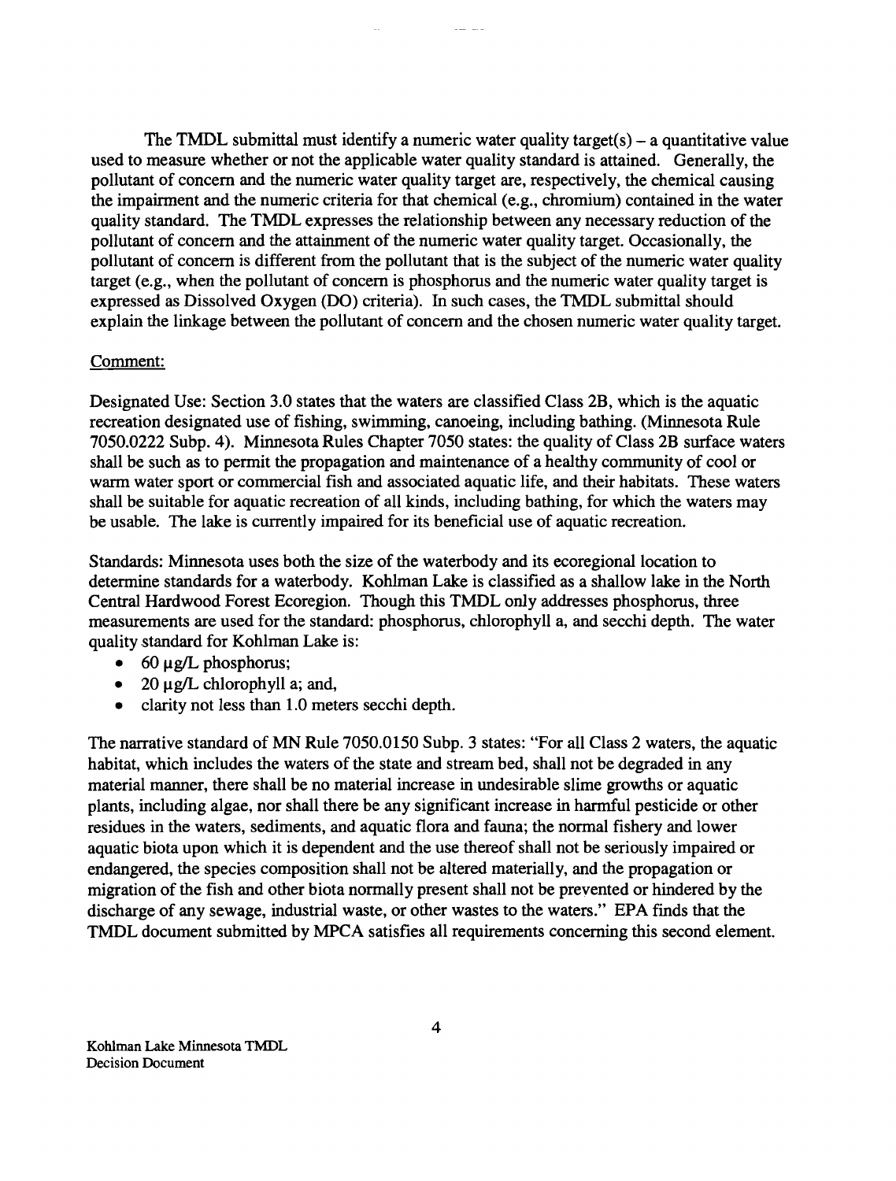The TMDL submittal must identify a numeric water quality target(s) – a quantitative value used to measure whether or not the applicable water quality standard is attained. Generally, the pollutant of concern and the numeric water quality target are, respectively, the chemical causing the impairment and the numeric criteria for that chemical (e.g., chromium) contained in the water quality standard. The TMDL expresses the relationship between any necessary reduction of the pollutant of concern and the attainment of the numeric water quality target. Occasionally, the pollutant of concern is different from the pollutant that is the subject of the numeric water quality target (e.g., when the pollutant of concern is phosphorus and the numeric water quality target is expressed as Dissolved Oxygen (DO) criteria). In such cases, the TMDL submittal should explain the linkage between the pollutant of concern and the chosen numeric water quality target.

Comment:

Designated Use: Section 3.0 states that the waters are classified Class 2B, which is the aquatic recreation designated use of fishing, swimming, canoeing, including bathing. (Minnesota Rule 7050.0222 Subp. 4). Minnesota Rules Chapter 7050 states: the quality of Class 2B surface waters shall be such as to permit the propagation and maintenance of a healthy community of cool or warm water sport or commercial fish and associated aquatic life, and their habitats. These waters shall be suitable for aquatic recreation of all kinds, including bathing, for which the waters may be usable. The lake is currently impaired for its beneficial use of aquatic recreation.

Standards: Minnesota uses both the size of the waterbody and its ecoregional location to determine standards for a waterbody. Kohlman Lake is classified as a shallow lake in the North Central Hardwood Forest Ecoregion. Though this TMDL only addresses phosphorus, three measurements are used for the standard: phosphorus, chlorophyll a, and secchi depth. The water quality standard for Kohlman Lake is:

- 60 µg/L phosphorus;
- 20 µg/L chlorophyll a; and,
- clarity not less than 1.0 meters secchi depth.

The narrative standard of MN Rule 7050.0150 Subp. 3 states: "For all Class 2 waters, the aquatic habitat, which includes the waters of the state and stream bed, shall not be degraded in any material manner, there shall be no material increase in undesirable slime growths or aquatic plants, including algae, nor shall there be any significant increase in harmful pesticide or other residues in the waters, sediments, and aquatic flora and fauna; the normal fishery and lower aquatic biota upon which it is dependent and the use thereof shall not be seriously impaired or endangered, the species composition shall not be altered materially, and the propagation or migration of the fish and other biota normally present shall not be prevented or hindered by the discharge of any sewage, industrial waste, or other wastes to the waters." EPA finds that the TMDL document submitted by MPCA satisfies all requirements concerning this second element.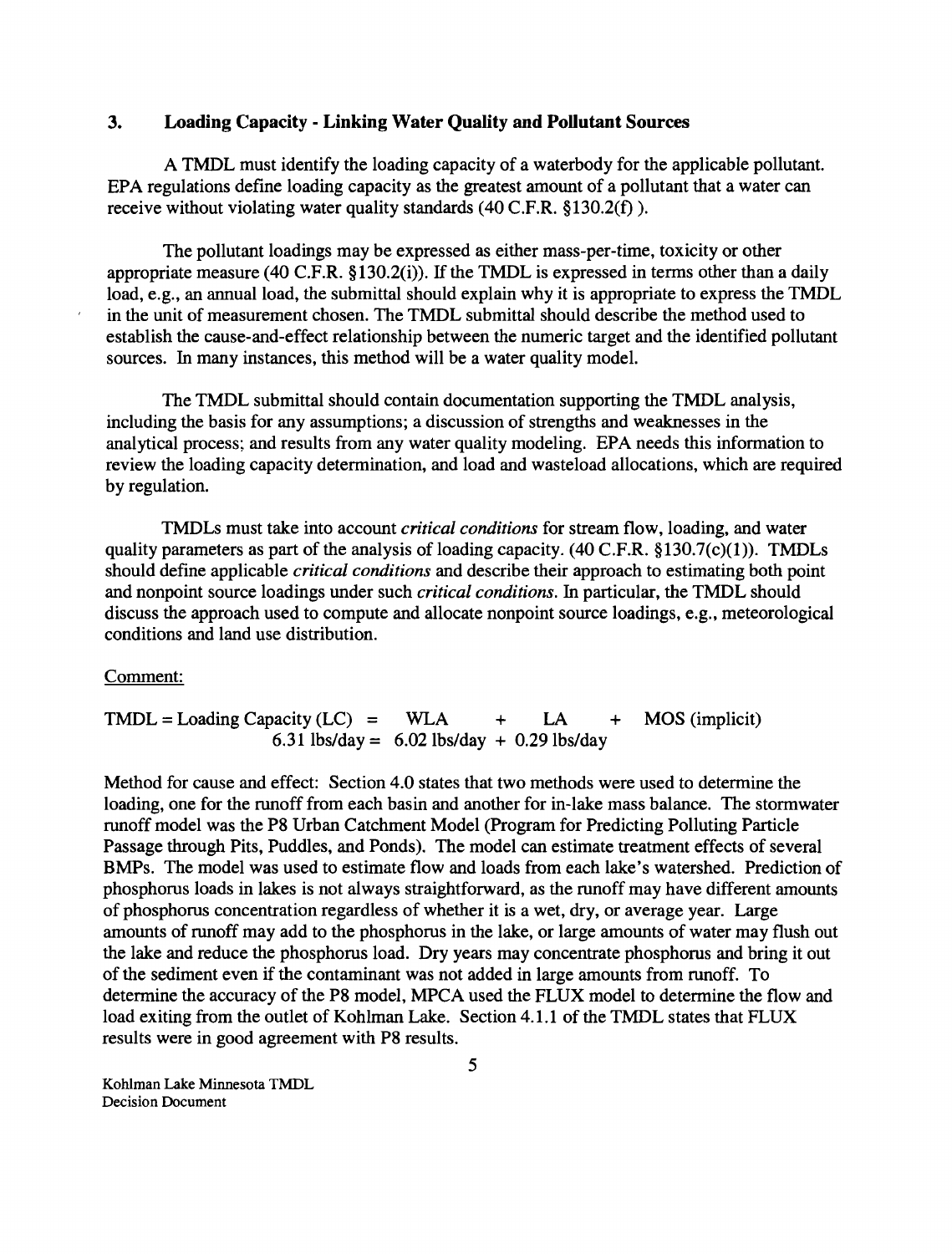## 3. Loading Capacity - Linking Water Quality and Pollutant Sources

A TMDL must identify the loading capacity of a waterbody for the applicable pollutant. EPA regulations define loading capacity as the greatest amount of a pollutant that a water can receive without violating water quality standards (40 C.F.R. §130.2(f) ).

The pollutant loadings may be expressed as either mass-per-time, toxicity or other appropriate measure (40 C.F.R. §130.2(i)). If the TMDL is expressed in terms other than a daily load, e.g., an annual load, the submittal should explain why it is appropriate to express the TMDL in the unit of measurement chosen. The TMDL submittal should describe the method used to establish the cause-and-effect relationship between the numeric target and the identified pollutant sources. In many instances, this method will be a water quality model.

The TMDL submittal should contain documentation supporting the TMDL analysis, including the basis for any assumptions; a discussion of strengths and weaknesses in the analytical process; and results from any water quality modeling. EPA needs this information to review the loading capacity determination, and load and wasteload allocations, which are required by regulation.

TMDLs must take into account *critical conditions* for stream flow, loading, and water quality parameters as part of the analysis of loading capacity. (40 C.F.R. §130.7(c)(1)). TMDLs should define applicable *critical conditions* and describe their approach to estimating both point and nonpoint source loadings under such *critical conditions*. In particular, the TMDL should discuss the approach used to compute and allocate nonpoint source loadings, e.g., meteorological conditions and land use distribution.

Comment:

TMDL = Loading Capacity (LC) = WLA + LA + MOS (implicit)
6.31 lbs/day = 6.02 lbs/day + 0.29 lbs/day

Method for cause and effect: Section 4.0 states that two methods were used to determine the loading, one for the runoff from each basin and another for in-lake mass balance. The stormwater runoff model was the P8 Urban Catchment Model (Program for Predicting Polluting Particle Passage through Pits, Puddles, and Ponds). The model can estimate treatment effects of several BMPs. The model was used to estimate flow and loads from each lake's watershed. Prediction of phosphorus loads in lakes is not always straightforward, as the runoff may have different amounts of phosphorus concentration regardless of whether it is a wet, dry, or average year. Large amounts of runoff may add to the phosphorus in the lake, or large amounts of water may flush out the lake and reduce the phosphorus load. Dry years may concentrate phosphorus and bring it out of the sediment even if the contaminant was not added in large amounts from runoff. To determine the accuracy of the P8 model, MPCA used the FLUX model to determine the flow and load exiting from the outlet of Kohlman Lake. Section 4.1.1 of the TMDL states that FLUX results were in good agreement with P8 results.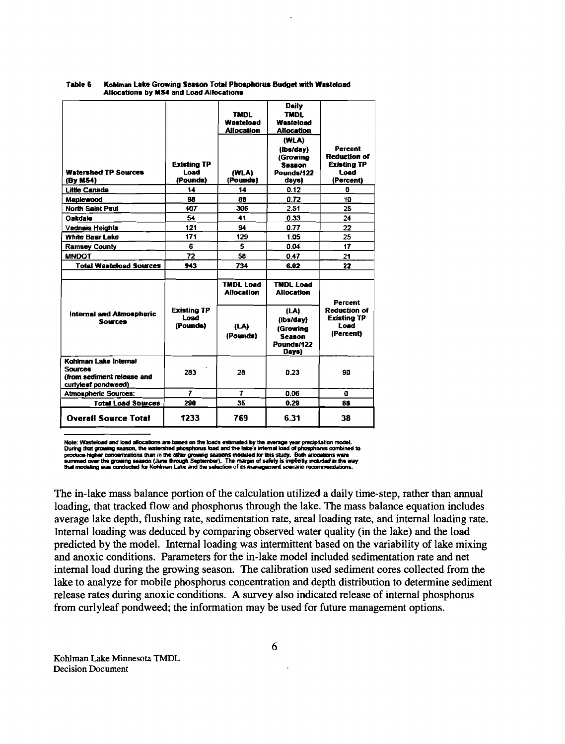**Table 6 Kohlman Lake Growing Season Total Phosphorus Budget with Wasteload Allocations by MS4 and Load Allocations**

| Watershed TP Sources (By MS4) | Existing TP Load (Pounds) | TMDL Wasteload Allocation (WLA) (Pounds) | Daily TMDL Wasteload Allocation (WLA) (lbs/day) (Growing Season Pounds/122 days) | Percent Reduction of Existing TP Load (Percent) |
|---|---|---|---|---|
| Little Canada | 14 | 14 | 0.12 | 0 |
| Maplewood | 98 | 88 | 0.72 | 10 |
| North Saint Paul | 407 | 306 | 2.51 | 25 |
| Oakdale | 54 | 41 | 0.33 | 24 |
| Vadnais Heights | 121 | 94 | 0.77 | 22 |
| White Bear Lake | 171 | 129 | 1.05 | 25 |
| Ramsey County | 6 | 5 | 0.04 | 17 |
| MNDOT | 72 | 58 | 0.47 | 21 |
| **Total Wasteload Sources** | **943** | **734** | **6.02** | **22** |
| | | | | |
| **Internal and Atmospheric Sources** | **Existing TP Load (Pounds)** | **TMDL Load Allocation (LA) (Pounds)** | **TMDL Load Allocation (LA) (lbs/day) (Growing Season Pounds/122 Days)** | **Percent Reduction of Existing TP Load (Percent)** |
| Kohlman Lake Internal Sources (from sediment release and curlyleaf pondweed) | 283 | 28 | 0.23 | 90 |
| Atmospheric Sources: | 7 | 7 | 0.06 | 0 |
| **Total Load Sources** | **290** | **35** | **0.29** | **88** |
| **Overall Source Total** | **1233** | **769** | **6.31** | **38** |

Note: Wasteload and load allocations are based on the loads estimated by the average year precipitation model. During that growing season, the watershed phosphorus load and the lake's internal load of phosphorus combined to produce higher concentrations than in the other growing seasons modeled for this study. Both allocations were summed over the growing season (June through September). The margin of safety is implicitly included in the way that modeling was conducted for Kohlman Lake and the selection of its management scenario recommendations.

The in-lake mass balance portion of the calculation utilized a daily time-step, rather than annual loading, that tracked flow and phosphorus through the lake. The mass balance equation includes average lake depth, flushing rate, sedimentation rate, areal loading rate, and internal loading rate. Internal loading was deduced by comparing observed water quality (in the lake) and the load predicted by the model. Internal loading was intermittent based on the variability of lake mixing and anoxic conditions. Parameters for the in-lake model included sedimentation rate and net internal load during the growing season. The calibration used sediment cores collected from the lake to analyze for mobile phosphorus concentration and depth distribution to determine sediment release rates during anoxic conditions. A survey also indicated release of internal phosphorus from curlyleaf pondweed; the information may be used for future management options.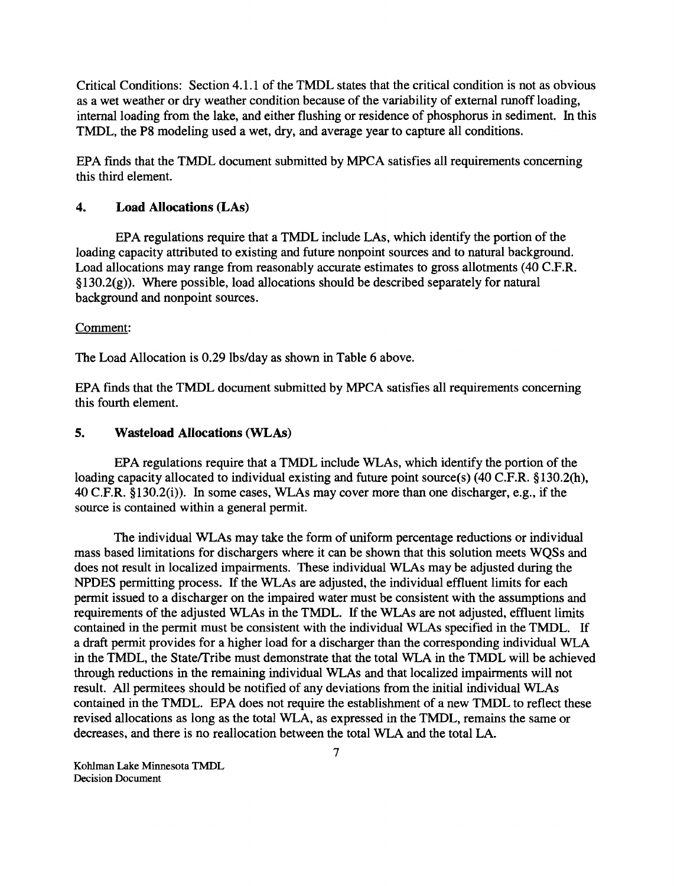Critical Conditions: Section 4.1.1 of the TMDL states that the critical condition is not as obvious as a wet weather or dry weather condition because of the variability of external runoff loading, internal loading from the lake, and either flushing or residence of phosphorus in sediment. In this TMDL, the P8 modeling used a wet, dry, and average year to capture all conditions.

EPA finds that the TMDL document submitted by MPCA satisfies all requirements concerning this third element.

## 4. Load Allocations (LAs)

EPA regulations require that a TMDL include LAs, which identify the portion of the loading capacity attributed to existing and future nonpoint sources and to natural background. Load allocations may range from reasonably accurate estimates to gross allotments (40 C.F.R. §130.2(g)). Where possible, load allocations should be described separately for natural background and nonpoint sources.

Comment:

The Load Allocation is 0.29 lbs/day as shown in Table 6 above.

EPA finds that the TMDL document submitted by MPCA satisfies all requirements concerning this fourth element.

## 5. Wasteload Allocations (WLAs)

EPA regulations require that a TMDL include WLAs, which identify the portion of the loading capacity allocated to individual existing and future point source(s) (40 C.F.R. §130.2(h), 40 C.F.R. §130.2(i)). In some cases, WLAs may cover more than one discharger, e.g., if the source is contained within a general permit.

The individual WLAs may take the form of uniform percentage reductions or individual mass based limitations for dischargers where it can be shown that this solution meets WQSs and does not result in localized impairments. These individual WLAs may be adjusted during the NPDES permitting process. If the WLAs are adjusted, the individual effluent limits for each permit issued to a discharger on the impaired water must be consistent with the assumptions and requirements of the adjusted WLAs in the TMDL. If the WLAs are not adjusted, effluent limits contained in the permit must be consistent with the individual WLAs specified in the TMDL. If a draft permit provides for a higher load for a discharger than the corresponding individual WLA in the TMDL, the State/Tribe must demonstrate that the total WLA in the TMDL will be achieved through reductions in the remaining individual WLAs and that localized impairments will not result. All permitees should be notified of any deviations from the initial individual WLAs contained in the TMDL. EPA does not require the establishment of a new TMDL to reflect these revised allocations as long as the total WLA, as expressed in the TMDL, remains the same or decreases, and there is no reallocation between the total WLA and the total LA.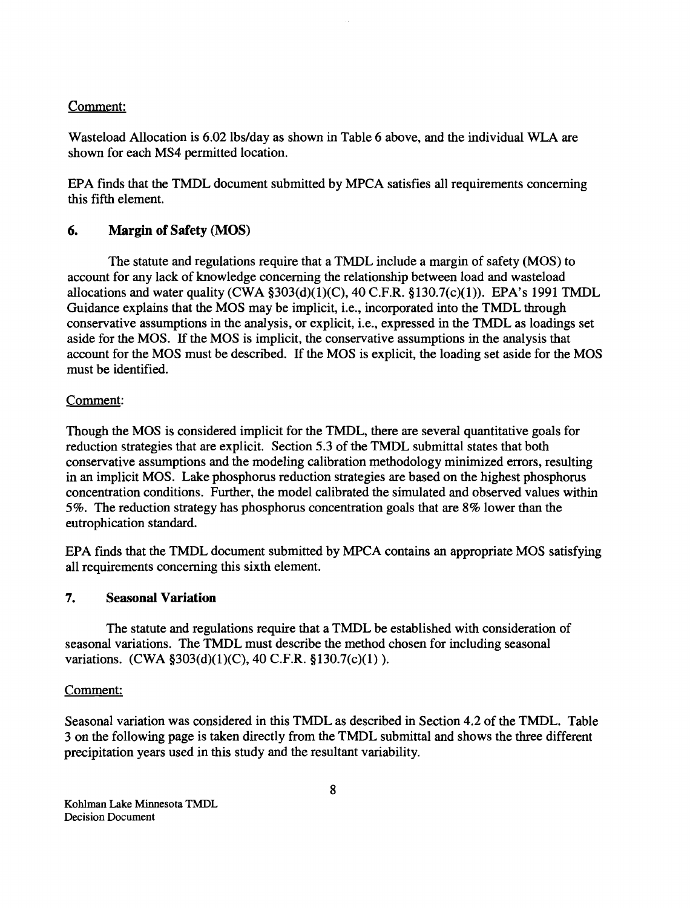Comment:

Wasteload Allocation is 6.02 lbs/day as shown in Table 6 above, and the individual WLA are shown for each MS4 permitted location.

EPA finds that the TMDL document submitted by MPCA satisfies all requirements concerning this fifth element.

## 6. Margin of Safety (MOS)

The statute and regulations require that a TMDL include a margin of safety (MOS) to account for any lack of knowledge concerning the relationship between load and wasteload allocations and water quality (CWA §303(d)(1)(C), 40 C.F.R. §130.7(c)(1)). EPA's 1991 TMDL Guidance explains that the MOS may be implicit, i.e., incorporated into the TMDL through conservative assumptions in the analysis, or explicit, i.e., expressed in the TMDL as loadings set aside for the MOS. If the MOS is implicit, the conservative assumptions in the analysis that account for the MOS must be described. If the MOS is explicit, the loading set aside for the MOS must be identified.

Comment:

Though the MOS is considered implicit for the TMDL, there are several quantitative goals for reduction strategies that are explicit. Section 5.3 of the TMDL submittal states that both conservative assumptions and the modeling calibration methodology minimized errors, resulting in an implicit MOS. Lake phosphorus reduction strategies are based on the highest phosphorus concentration conditions. Further, the model calibrated the simulated and observed values within 5%. The reduction strategy has phosphorus concentration goals that are 8% lower than the eutrophication standard.

EPA finds that the TMDL document submitted by MPCA contains an appropriate MOS satisfying all requirements concerning this sixth element.

## 7. Seasonal Variation

The statute and regulations require that a TMDL be established with consideration of seasonal variations. The TMDL must describe the method chosen for including seasonal variations. (CWA §303(d)(1)(C), 40 C.F.R. §130.7(c)(1) ).

Comment:

Seasonal variation was considered in this TMDL as described in Section 4.2 of the TMDL. Table 3 on the following page is taken directly from the TMDL submittal and shows the three different precipitation years used in this study and the resultant variability.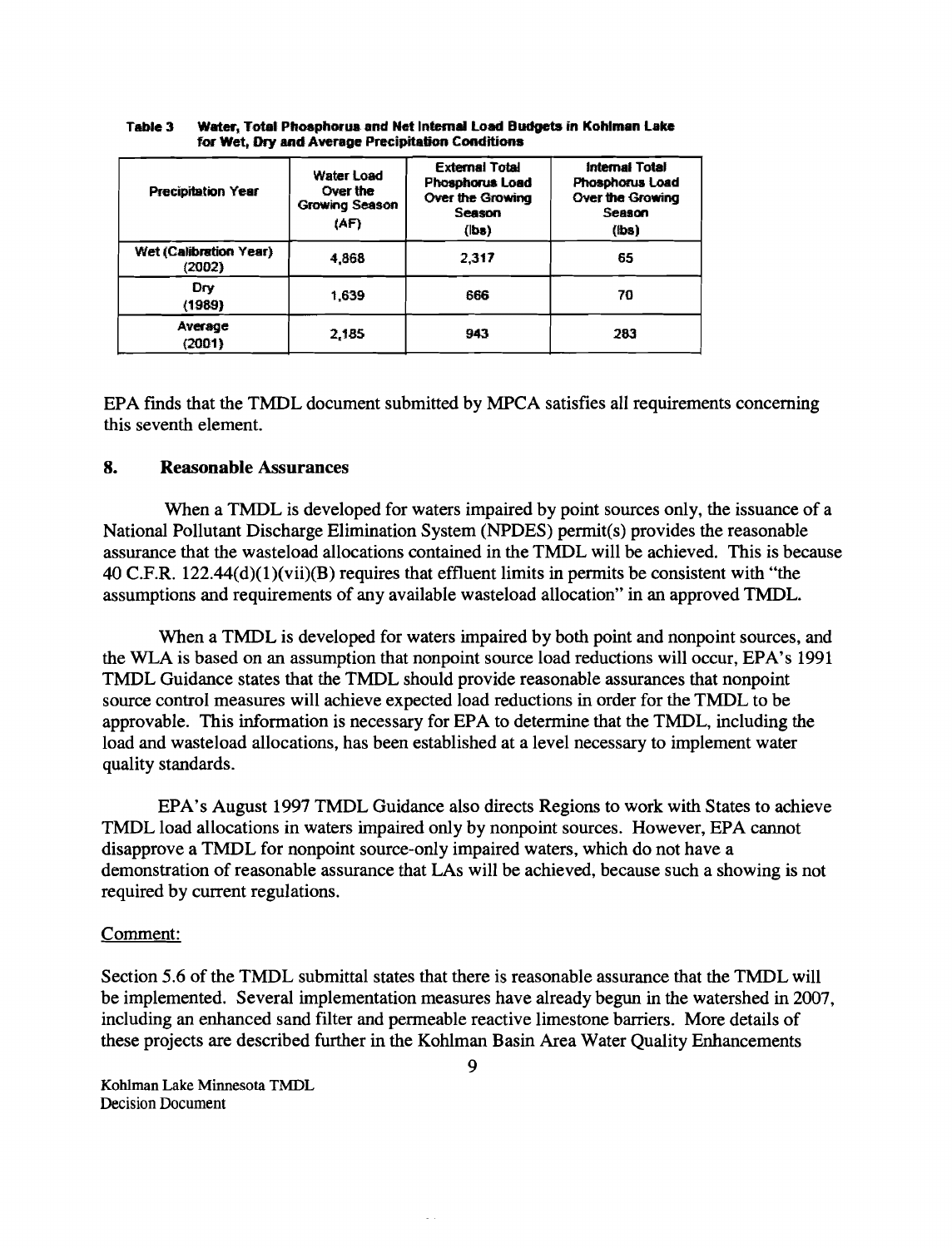**Table 3 Water, Total Phosphorus and Net Internal Load Budgets in Kohlman Lake for Wet, Dry and Average Precipitation Conditions**

| Precipitation Year | Water Load Over the Growing Season (AF) | External Total Phosphorus Load Over the Growing Season (lbs) | Internal Total Phosphorus Load Over the Growing Season (lbs) |
|---|---|---|---|
| Wet (Calibration Year) (2002) | 4,868 | 2,317 | 65 |
| Dry (1989) | 1,639 | 666 | 70 |
| Average (2001) | 2,185 | 943 | 283 |

EPA finds that the TMDL document submitted by MPCA satisfies all requirements concerning this seventh element.

## 8. Reasonable Assurances

When a TMDL is developed for waters impaired by point sources only, the issuance of a National Pollutant Discharge Elimination System (NPDES) permit(s) provides the reasonable assurance that the wasteload allocations contained in the TMDL will be achieved. This is because 40 C.F.R. 122.44(d)(1)(vii)(B) requires that effluent limits in permits be consistent with "the assumptions and requirements of any available wasteload allocation" in an approved TMDL.

When a TMDL is developed for waters impaired by both point and nonpoint sources, and the WLA is based on an assumption that nonpoint source load reductions will occur, EPA's 1991 TMDL Guidance states that the TMDL should provide reasonable assurances that nonpoint source control measures will achieve expected load reductions in order for the TMDL to be approvable. This information is necessary for EPA to determine that the TMDL, including the load and wasteload allocations, has been established at a level necessary to implement water quality standards.

EPA's August 1997 TMDL Guidance also directs Regions to work with States to achieve TMDL load allocations in waters impaired only by nonpoint sources. However, EPA cannot disapprove a TMDL for nonpoint source-only impaired waters, which do not have a demonstration of reasonable assurance that LAs will be achieved, because such a showing is not required by current regulations.

Comment:

Section 5.6 of the TMDL submittal states that there is reasonable assurance that the TMDL will be implemented. Several implementation measures have already begun in the watershed in 2007, including an enhanced sand filter and permeable reactive limestone barriers. More details of these projects are described further in the Kohlman Basin Area Water Quality Enhancements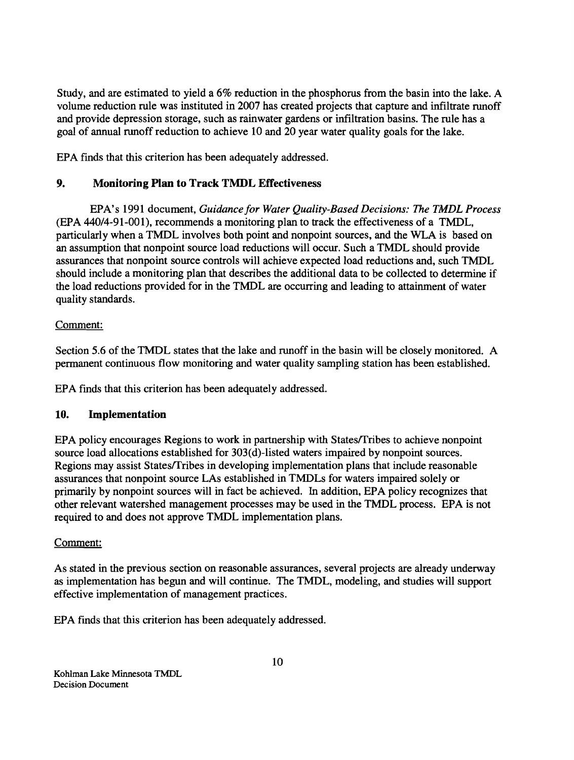Study, and are estimated to yield a 6% reduction in the phosphorus from the basin into the lake. A volume reduction rule was instituted in 2007 has created projects that capture and infiltrate runoff and provide depression storage, such as rainwater gardens or infiltration basins. The rule has a goal of annual runoff reduction to achieve 10 and 20 year water quality goals for the lake.

EPA finds that this criterion has been adequately addressed.

## 9. Monitoring Plan to Track TMDL Effectiveness

EPA's 1991 document, *Guidance for Water Quality-Based Decisions: The TMDL Process* (EPA 440/4-91-001), recommends a monitoring plan to track the effectiveness of a TMDL, particularly when a TMDL involves both point and nonpoint sources, and the WLA is based on an assumption that nonpoint source load reductions will occur. Such a TMDL should provide assurances that nonpoint source controls will achieve expected load reductions and, such TMDL should include a monitoring plan that describes the additional data to be collected to determine if the load reductions provided for in the TMDL are occurring and leading to attainment of water quality standards.

Comment:

Section 5.6 of the TMDL states that the lake and runoff in the basin will be closely monitored. A permanent continuous flow monitoring and water quality sampling station has been established.

EPA finds that this criterion has been adequately addressed.

## 10. Implementation

EPA policy encourages Regions to work in partnership with States/Tribes to achieve nonpoint source load allocations established for 303(d)-listed waters impaired by nonpoint sources. Regions may assist States/Tribes in developing implementation plans that include reasonable assurances that nonpoint source LAs established in TMDLs for waters impaired solely or primarily by nonpoint sources will in fact be achieved. In addition, EPA policy recognizes that other relevant watershed management processes may be used in the TMDL process. EPA is not required to and does not approve TMDL implementation plans.

Comment:

As stated in the previous section on reasonable assurances, several projects are already underway as implementation has begun and will continue. The TMDL, modeling, and studies will support effective implementation of management practices.

EPA finds that this criterion has been adequately addressed.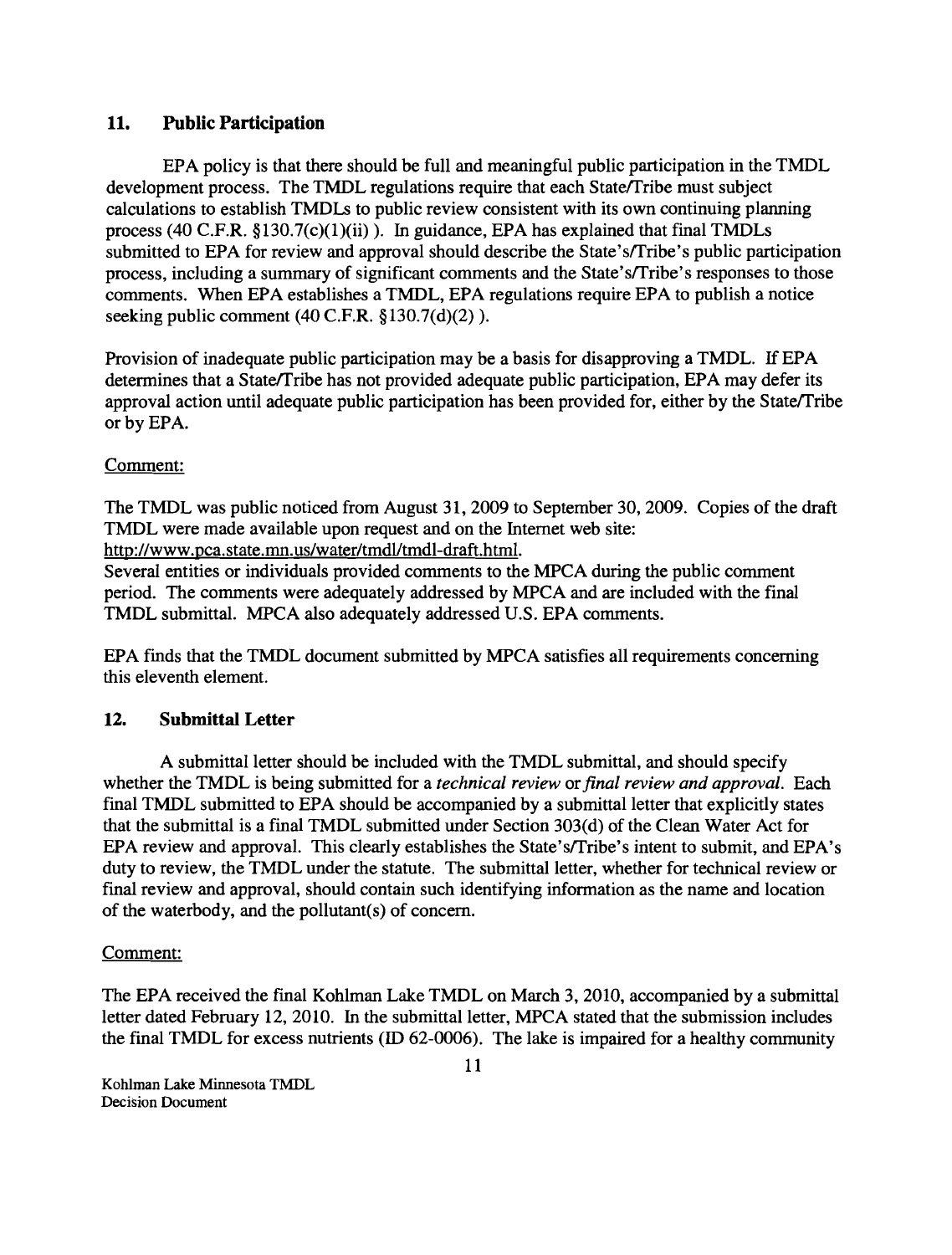## 11. Public Participation

EPA policy is that there should be full and meaningful public participation in the TMDL development process. The TMDL regulations require that each State/Tribe must subject calculations to establish TMDLs to public review consistent with its own continuing planning process (40 C.F.R. §130.7(c)(1)(ii) ). In guidance, EPA has explained that final TMDLs submitted to EPA for review and approval should describe the State's/Tribe's public participation process, including a summary of significant comments and the State's/Tribe's responses to those comments. When EPA establishes a TMDL, EPA regulations require EPA to publish a notice seeking public comment (40 C.F.R. §130.7(d)(2) ).

Provision of inadequate public participation may be a basis for disapproving a TMDL. If EPA determines that a State/Tribe has not provided adequate public participation, EPA may defer its approval action until adequate public participation has been provided for, either by the State/Tribe or by EPA.

Comment:

The TMDL was public noticed from August 31, 2009 to September 30, 2009. Copies of the draft TMDL were made available upon request and on the Internet web site: http://www.pca.state.mn.us/water/tmdl/tmdl-draft.html.
Several entities or individuals provided comments to the MPCA during the public comment period. The comments were adequately addressed by MPCA and are included with the final TMDL submittal. MPCA also adequately addressed U.S. EPA comments.

EPA finds that the TMDL document submitted by MPCA satisfies all requirements concerning this eleventh element.

## 12. Submittal Letter

A submittal letter should be included with the TMDL submittal, and should specify whether the TMDL is being submitted for a *technical review* or *final review and approval*. Each final TMDL submitted to EPA should be accompanied by a submittal letter that explicitly states that the submittal is a final TMDL submitted under Section 303(d) of the Clean Water Act for EPA review and approval. This clearly establishes the State's/Tribe's intent to submit, and EPA's duty to review, the TMDL under the statute. The submittal letter, whether for technical review or final review and approval, should contain such identifying information as the name and location of the waterbody, and the pollutant(s) of concern.

Comment:

The EPA received the final Kohlman Lake TMDL on March 3, 2010, accompanied by a submittal letter dated February 12, 2010. In the submittal letter, MPCA stated that the submission includes the final TMDL for excess nutrients (ID 62-0006). The lake is impaired for a healthy community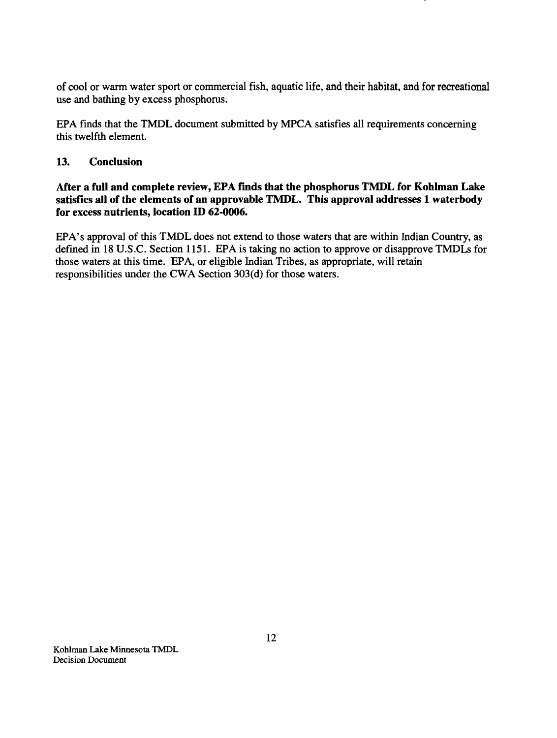of cool or warm water sport or commercial fish, aquatic life, and their habitat, and for recreational use and bathing by excess phosphorus.

EPA finds that the TMDL document submitted by MPCA satisfies all requirements concerning this twelfth element.

## 13. Conclusion

**After a full and complete review, EPA finds that the phosphorus TMDL for Kohlman Lake satisfies all of the elements of an approvable TMDL. This approval addresses 1 waterbody for excess nutrients, location ID 62-0006.**

EPA's approval of this TMDL does not extend to those waters that are within Indian Country, as defined in 18 U.S.C. Section 1151. EPA is taking no action to approve or disapprove TMDLs for those waters at this time. EPA, or eligible Indian Tribes, as appropriate, will retain responsibilities under the CWA Section 303(d) for those waters.